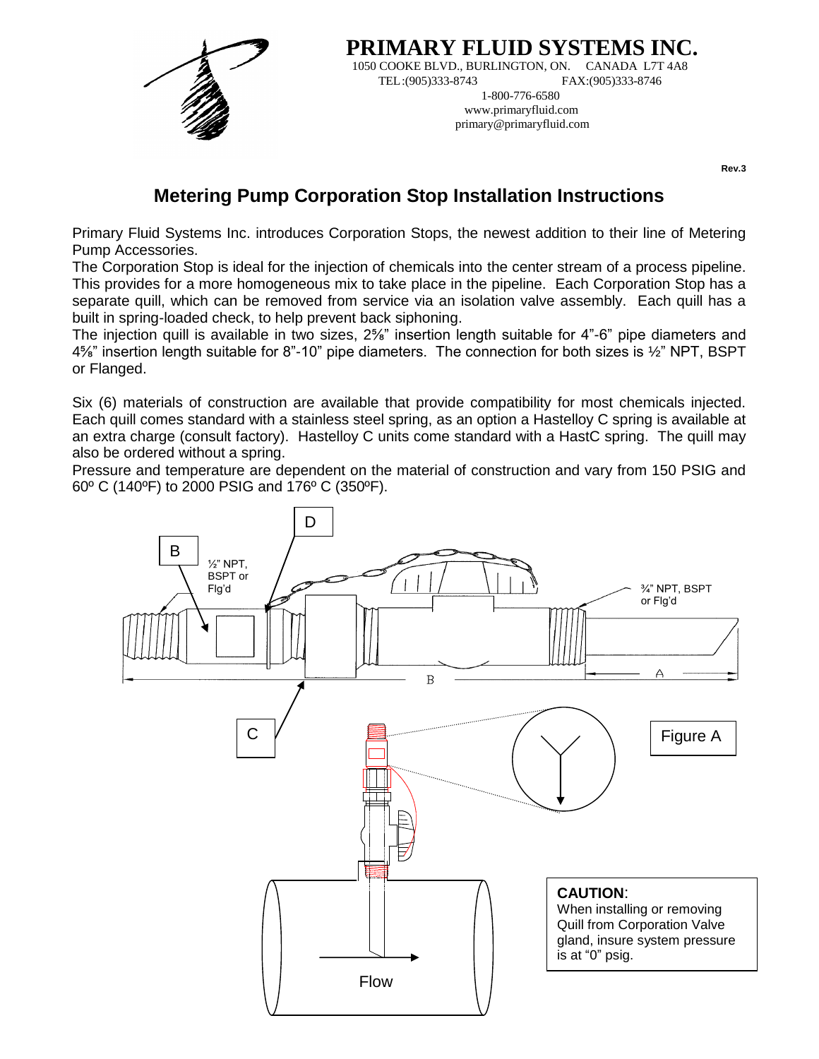**PRIMARY FLUID SYSTEMS INC.**

1050 COOKE BLVD., BURLINGTON, ON. CANADA L7T 4A8
TEL:(905)333-8743 FAX:(905)333-8746
1-800-776-6580
www.primaryfluid.com
primary@primaryfluid.com

Rev.3

# Metering Pump Corporation Stop Installation Instructions

Primary Fluid Systems Inc. introduces Corporation Stops, the newest addition to their line of Metering Pump Accessories.

The Corporation Stop is ideal for the injection of chemicals into the center stream of a process pipeline. This provides for a more homogeneous mix to take place in the pipeline. Each Corporation Stop has a separate quill, which can be removed from service via an isolation valve assembly. Each quill has a built in spring-loaded check, to help prevent back siphoning.

The injection quill is available in two sizes, 2⅝" insertion length suitable for 4"-6" pipe diameters and 4⅝" insertion length suitable for 8"-10" pipe diameters. The connection for both sizes is ½" NPT, BSPT or Flanged.

Six (6) materials of construction are available that provide compatibility for most chemicals injected. Each quill comes standard with a stainless steel spring, as an option a Hastelloy C spring is available at an extra charge (consult factory). Hastelloy C units come standard with a HastC spring. The quill may also be ordered without a spring.

Pressure and temperature are dependent on the material of construction and vary from 150 PSIG and 60º C (140ºF) to 2000 PSIG and 176º C (350ºF).

B — ½" NPT, BSPT or Flg'd

D

¾" NPT, BSPT or Flg'd

B A

C

Figure A

Flow

**CAUTION**:
When installing or removing Quill from Corporation Valve gland, insure system pressure is at "0" psig.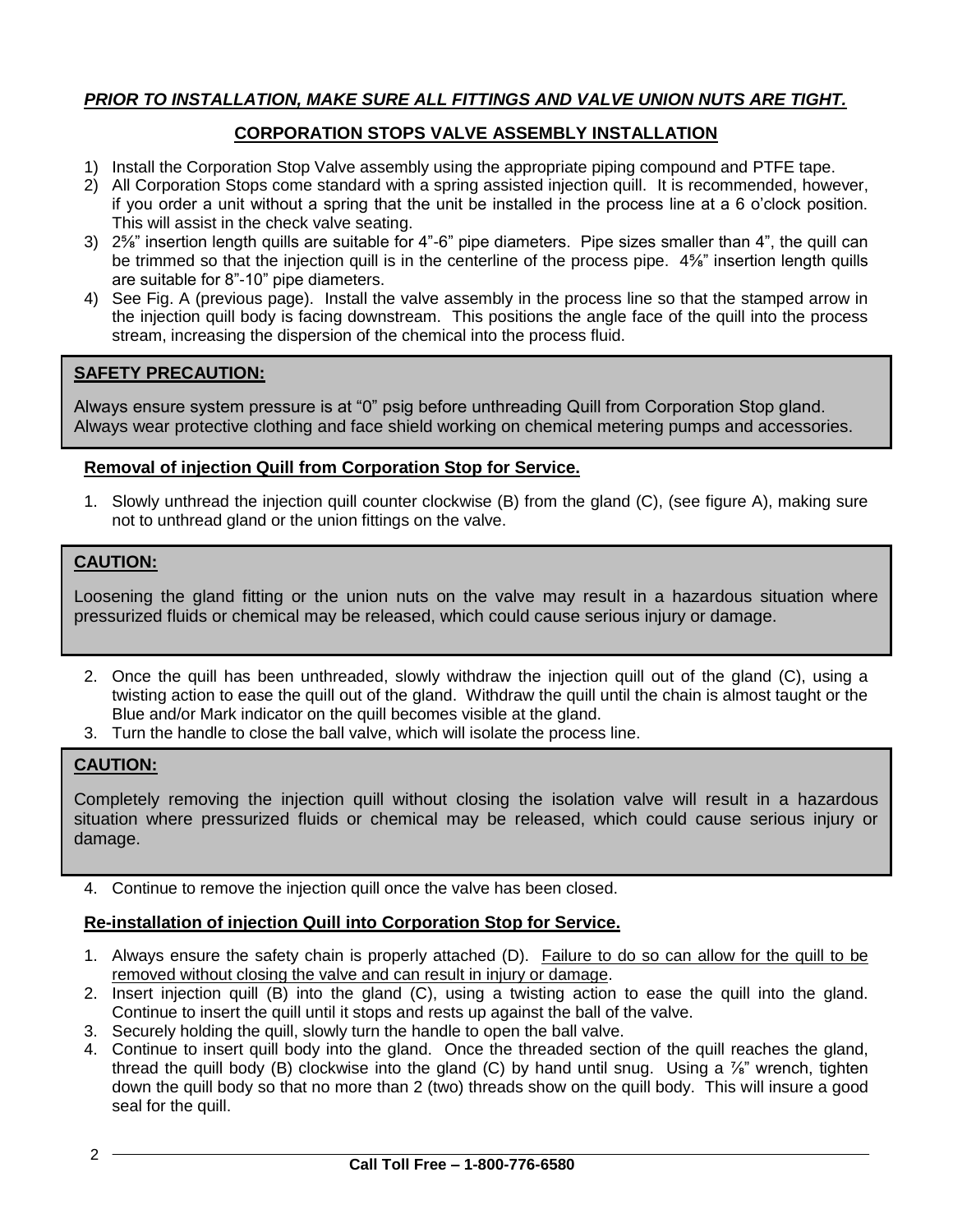***PRIOR TO INSTALLATION, MAKE SURE ALL FITTINGS AND VALVE UNION NUTS ARE TIGHT.***

## CORPORATION STOPS VALVE ASSEMBLY INSTALLATION

1) Install the Corporation Stop Valve assembly using the appropriate piping compound and PTFE tape.
2) All Corporation Stops come standard with a spring assisted injection quill. It is recommended, however, if you order a unit without a spring that the unit be installed in the process line at a 6 o'clock position. This will assist in the check valve seating.
3) 2⅝" insertion length quills are suitable for 4"-6" pipe diameters. Pipe sizes smaller than 4", the quill can be trimmed so that the injection quill is in the centerline of the process pipe. 4⅝" insertion length quills are suitable for 8"-10" pipe diameters.
4) See Fig. A (previous page). Install the valve assembly in the process line so that the stamped arrow in the injection quill body is facing downstream. This positions the angle face of the quill into the process stream, increasing the dispersion of the chemical into the process fluid.

**SAFETY PRECAUTION:**

Always ensure system pressure is at "0" psig before unthreading Quill from Corporation Stop gland. Always wear protective clothing and face shield working on chemical metering pumps and accessories.

### Removal of injection Quill from Corporation Stop for Service.

1. Slowly unthread the injection quill counter clockwise (B) from the gland (C), (see figure A), making sure not to unthread gland or the union fittings on the valve.

**CAUTION:**

Loosening the gland fitting or the union nuts on the valve may result in a hazardous situation where pressurized fluids or chemical may be released, which could cause serious injury or damage.

2. Once the quill has been unthreaded, slowly withdraw the injection quill out of the gland (C), using a twisting action to ease the quill out of the gland. Withdraw the quill until the chain is almost taught or the Blue and/or Mark indicator on the quill becomes visible at the gland.
3. Turn the handle to close the ball valve, which will isolate the process line.

**CAUTION:**

Completely removing the injection quill without closing the isolation valve will result in a hazardous situation where pressurized fluids or chemical may be released, which could cause serious injury or damage.

4. Continue to remove the injection quill once the valve has been closed.

### Re-installation of injection Quill into Corporation Stop for Service.

1. Always ensure the safety chain is properly attached (D). Failure to do so can allow for the quill to be removed without closing the valve and can result in injury or damage.
2. Insert injection quill (B) into the gland (C), using a twisting action to ease the quill into the gland. Continue to insert the quill until it stops and rests up against the ball of the valve.
3. Securely holding the quill, slowly turn the handle to open the ball valve.
4. Continue to insert quill body into the gland. Once the threaded section of the quill reaches the gland, thread the quill body (B) clockwise into the gland (C) by hand until snug. Using a ⅞" wrench, tighten down the quill body so that no more than 2 (two) threads show on the quill body. This will insure a good seal for the quill.

**Call Toll Free – 1-800-776-6580**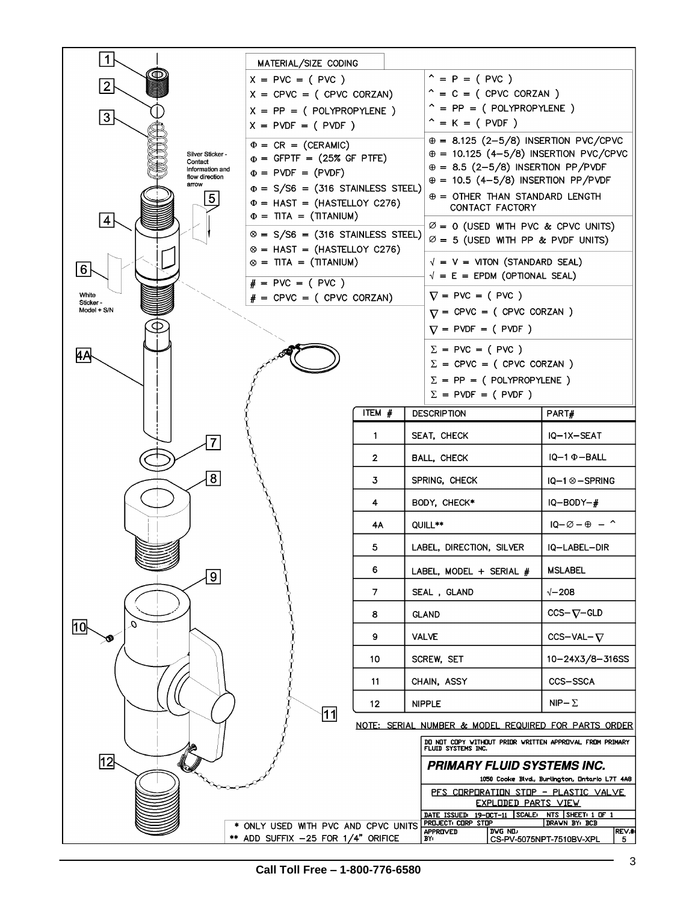Silver Sticker - Contact information and flow direction arrow

White Sticker - Model + S/N

## MATERIAL/SIZE CODING

X = PVC = ( PVC )
X = CPVC = ( CPVC CORZAN )
X = PP = ( POLYPROPYLENE )
X = PVDF = ( PVDF )

Φ = CR = (CERAMIC)
Φ = GFPTF = (25% GF PTFE)
Φ = PVDF = (PVDF)
Φ = S/S6 = (316 STAINLESS STEEL)
Φ = HAST = (HASTELLOY C276)
Φ = TITA = (TITANIUM)

⊗ = S/S6 = (316 STAINLESS STEEL)
⊗ = HAST = (HASTELLOY C276)
⊗ = TITA = (TITANIUM)

# = PVC = ( PVC )
# = CPVC = ( CPVC CORZAN )

^ = P = ( PVC )
^ = C = ( CPVC CORZAN )
^ = PP = ( POLYPROPYLENE )
^ = K = ( PVDF )

⊕ = 8.125 (2-5/8) INSERTION PVC/CPVC
⊕ = 10.125 (4-5/8) INSERTION PVC/CPVC
⊕ = 8.5 (2-5/8) INSERTION PP/PVDF
⊕ = 10.5 (4-5/8) INSERTION PP/PVDF
⊕ = OTHER THAN STANDARD LENGTH CONTACT FACTORY

∅ = 0 (USED WITH PVC & CPVC UNITS)
∅ = 5 (USED WITH PP & PVDF UNITS)

√ = V = VITON (STANDARD SEAL)
√ = E = EPDM (OPTIONAL SEAL)

∇ = PVC = ( PVC )
∇ = CPVC = ( CPVC CORZAN )
∇ = PVDF = ( PVDF )

Σ = PVC = ( PVC )
Σ = CPVC = ( CPVC CORZAN )
Σ = PP = ( POLYPROPYLENE )
Σ = PVDF = ( PVDF )

| ITEM # | DESCRIPTION | PART# |
|---|---|---|
| 1 | SEAT, CHECK | IQ-1X-SEAT |
| 2 | BALL, CHECK | IQ-1 Φ-BALL |
| 3 | SPRING, CHECK | IQ-1 ⊗-SPRING |
| 4 | BODY, CHECK* | IQ-BODY-# |
| 4A | QUILL** | IQ-∅-⊕ - ^ |
| 5 | LABEL, DIRECTION, SILVER | IQ-LABEL-DIR |
| 6 | LABEL, MODEL + SERIAL # | MSLABEL |
| 7 | SEAL , GLAND | √-208 |
| 8 | GLAND | CCS-∇-GLD |
| 9 | VALVE | CCS-VAL-∇ |
| 10 | SCREW, SET | 10-24X3/8-316SS |
| 11 | CHAIN, ASSY | CCS-SSCA |
| 12 | NIPPLE | NIP-Σ |

NOTE: SERIAL NUMBER & MODEL REQUIRED FOR PARTS ORDER

\* ONLY USED WITH PVC AND CPVC UNITS
** ADD SUFFIX -25 FOR 1/4" ORIFICE

DO NOT COPY WITHOUT PRIOR WRITTEN APPROVAL FROM PRIMARY FLUID SYSTEMS INC.

**PRIMARY FLUID SYSTEMS INC.**
1050 Cooke Blvd., Burlington, Ontario L7T 4A8

PFS CORPORATION STOP - PLASTIC VALVE EXPLODED PARTS VIEW

DATE ISSUED: 19-OCT-11 | SCALE: NTS | SHEET: 1 OF 1
PROJECT: CORP STOP | DRAWN BY: BCB
APPROVED BY: | DWG NO.: CS-PV-5075NPT-7510BV-XPL | REV.#: 5

Call Toll Free – 1-800-776-6580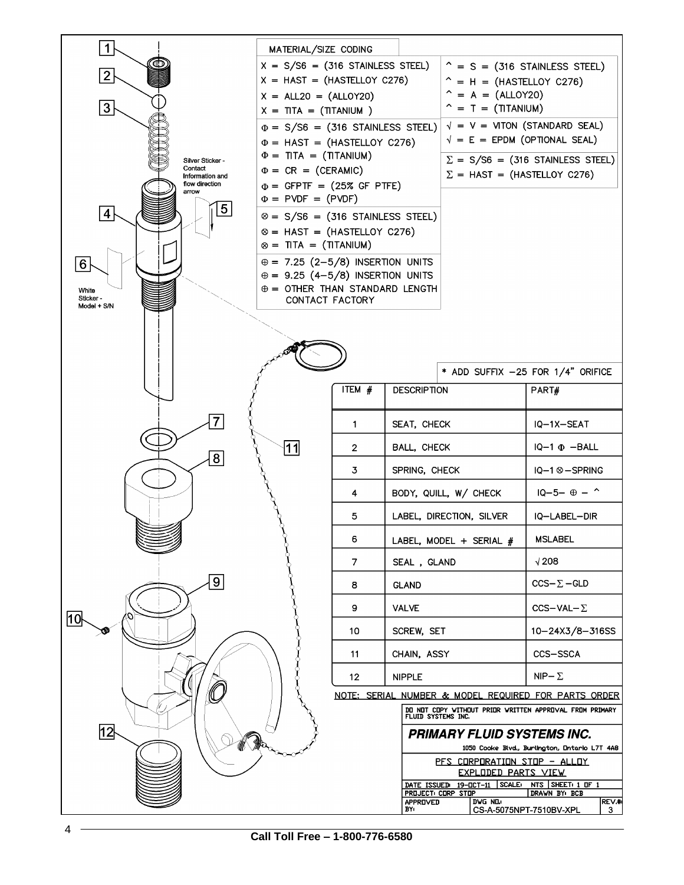MATERIAL/SIZE CODING

X = S/S6 = (316 STAINLESS STEEL)
X = HAST = (HASTELLOY C276)
X = ALL20 = (ALLOY20)
X = TITA = (TITANIUM )

^ = S = (316 STAINLESS STEEL)
^ = H = (HASTELLOY C276)
^ = A = (ALLOY20)
^ = T = (TITANIUM)

Φ = S/S6 = (316 STAINLESS STEEL)
Φ = HAST = (HASTELLOY C276)
Φ = TITA = (TITANIUM)
Φ = CR = (CERAMIC)
Φ = GFPTF = (25% GF PTFE)
Φ = PVDF = (PVDF)

√ = V = VITON (STANDARD SEAL)
√ = E = EPDM (OPTIONAL SEAL)

Σ = S/S6 = (316 STAINLESS STEEL)
Σ = HAST = (HASTELLOY C276)

⊗ = S/S6 = (316 STAINLESS STEEL)
⊗ = HAST = (HASTELLOY C276)
⊗ = TITA = (TITANIUM)

⊕ = 7.25 (2-5/8) INSERTION UNITS
⊕ = 9.25 (4-5/8) INSERTION UNITS
⊕ = OTHER THAN STANDARD LENGTH CONTACT FACTORY

Silver Sticker - Contact Information and flow direction arrow

White Sticker - Model + S/N

\* ADD SUFFIX -25 FOR 1/4" ORIFICE

| ITEM # | DESCRIPTION | PART# |
|---|---|---|
| 1 | SEAT, CHECK | IQ-1X-SEAT |
| 2 | BALL, CHECK | IQ-1 Φ -BALL |
| 3 | SPRING, CHECK | IQ-1⊗-SPRING |
| 4 | BODY, QUILL, W/ CHECK | IQ-5- ⊕ - ^ |
| 5 | LABEL, DIRECTION, SILVER | IQ-LABEL-DIR |
| 6 | LABEL, MODEL + SERIAL # | MSLABEL |
| 7 | SEAL , GLAND | √208 |
| 8 | GLAND | CCS-Σ-GLD |
| 9 | VALVE | CCS-VAL-Σ |
| 10 | SCREW, SET | 10-24X3/8-316SS |
| 11 | CHAIN, ASSY | CCS-SSCA |
| 12 | NIPPLE | NIP-Σ |

NOTE: SERIAL NUMBER & MODEL REQUIRED FOR PARTS ORDER

DO NOT COPY WITHOUT PRIOR WRITTEN APPROVAL FROM PRIMARY FLUID SYSTEMS INC.

***PRIMARY FLUID SYSTEMS INC.***

1050 Cooke Blvd., Burlington, Ontario L7T 4A8

PFS CORPORATION STOP - ALLOY
EXPLODED PARTS VIEW

DATE ISSUED: 19-OCT-11 | SCALE: NTS | SHEET: 1 OF 1
PROJECT: CORP STOP | DRAWN BY: BCB
APPROVED BY: | DWG NO: CS-A-5075NPT-7510BV-XPL | REV.# 3

Call Toll Free – 1-800-776-6580